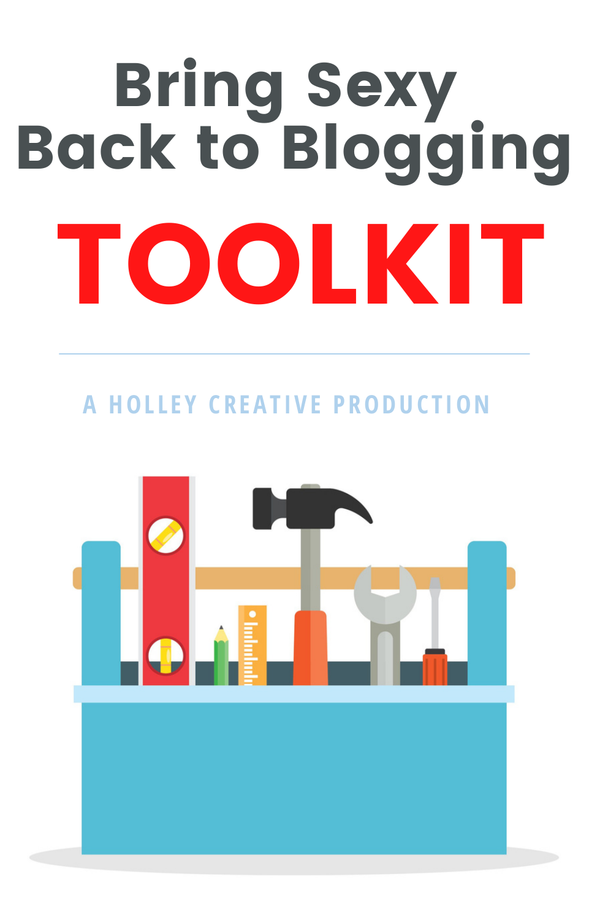# Bring Sexy Back to Blogging

# TOOLKIT

---

A HOLLEY CREATIVE PRODUCTION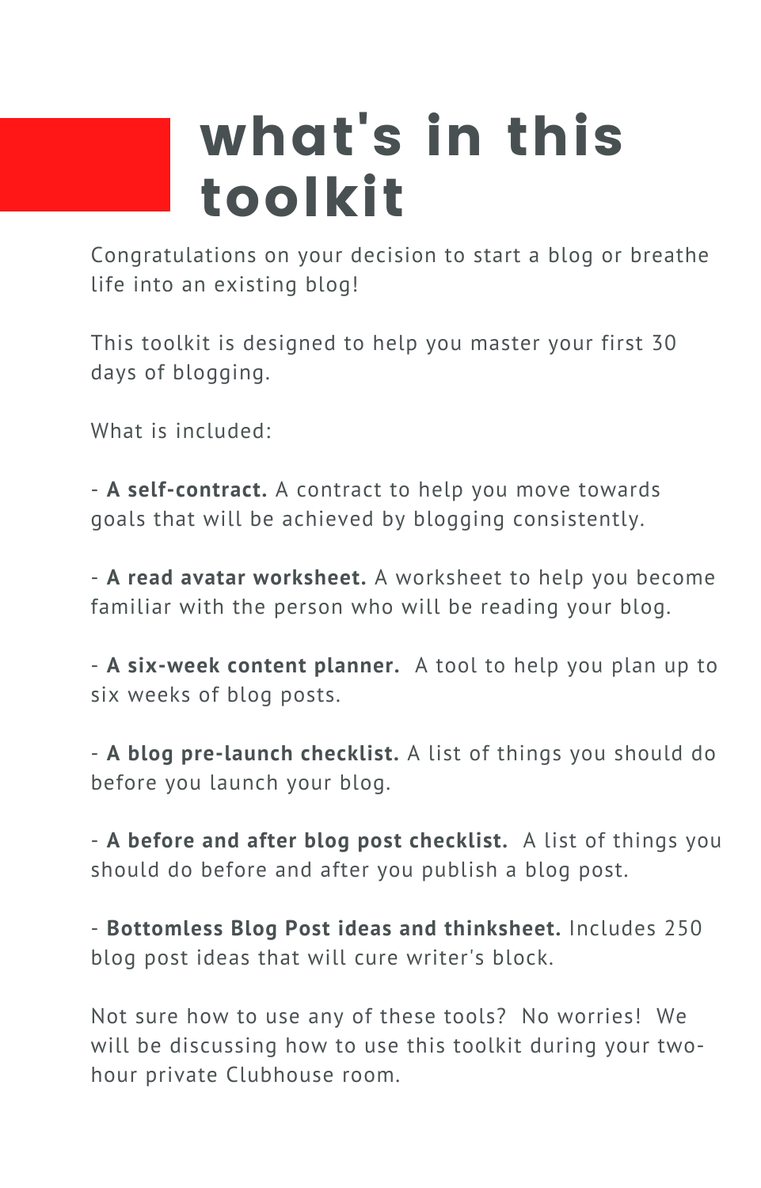# what's in this toolkit

Congratulations on your decision to start a blog or breathe life into an existing blog!

This toolkit is designed to help you master your first 30 days of blogging.

What is included:

- **A self-contract.** A contract to help you move towards goals that will be achieved by blogging consistently.

- **A read avatar worksheet.** A worksheet to help you become familiar with the person who will be reading your blog.

- **A six-week content planner.** A tool to help you plan up to six weeks of blog posts.

- **A blog pre-launch checklist.** A list of things you should do before you launch your blog.

- **A before and after blog post checklist.** A list of things you should do before and after you publish a blog post.

- **Bottomless Blog Post ideas and thinksheet.** Includes 250 blog post ideas that will cure writer's block.

Not sure how to use any of these tools? No worries! We will be discussing how to use this toolkit during your two-hour private Clubhouse room.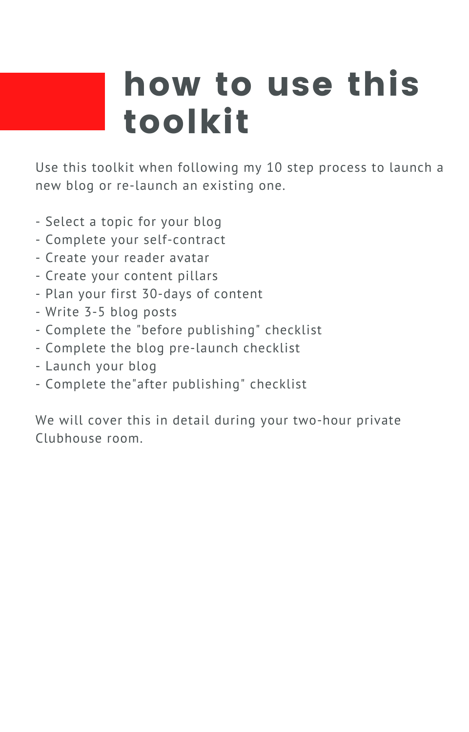# how to use this toolkit

Use this toolkit when following my 10 step process to launch a new blog or re-launch an existing one.

- Select a topic for your blog
- Complete your self-contract
- Create your reader avatar
- Create your content pillars
- Plan your first 30-days of content
- Write 3-5 blog posts
- Complete the "before publishing" checklist
- Complete the blog pre-launch checklist
- Launch your blog
- Complete the"after publishing" checklist

We will cover this in detail during your two-hour private Clubhouse room.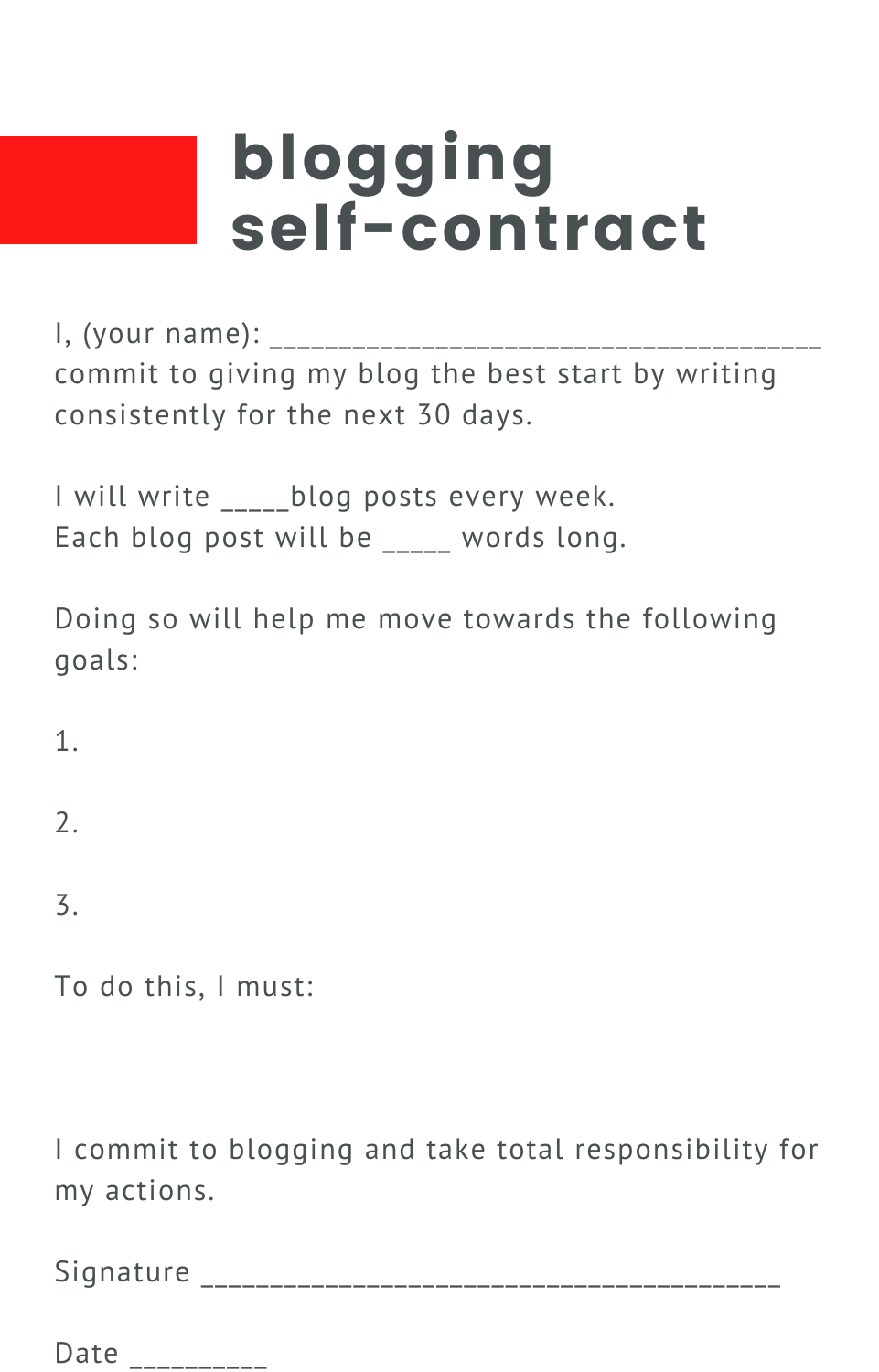# blogging self-contract

I, (your name): ______________________________________
commit to giving my blog the best start by writing consistently for the next 30 days.

I will write _____blog posts every week.
Each blog post will be _____ words long.

Doing so will help me move towards the following goals:

1.

2.

3.

To do this, I must:

I commit to blogging and take total responsibility for my actions.

Signature ________________________________________

Date __________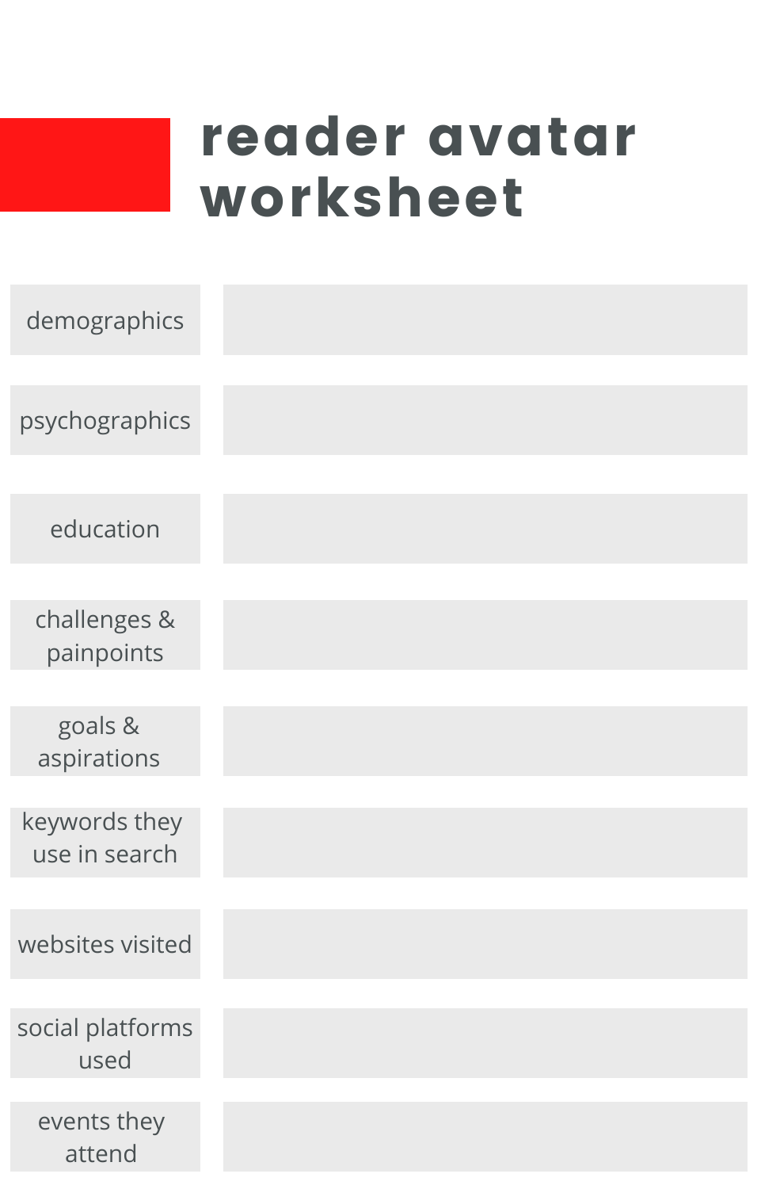# reader avatar worksheet

| | |
|---|---|
| demographics | |
| psychographics | |
| education | |
| challenges & painpoints | |
| goals & aspirations | |
| keywords they use in search | |
| websites visited | |
| social platforms used | |
| events they attend | |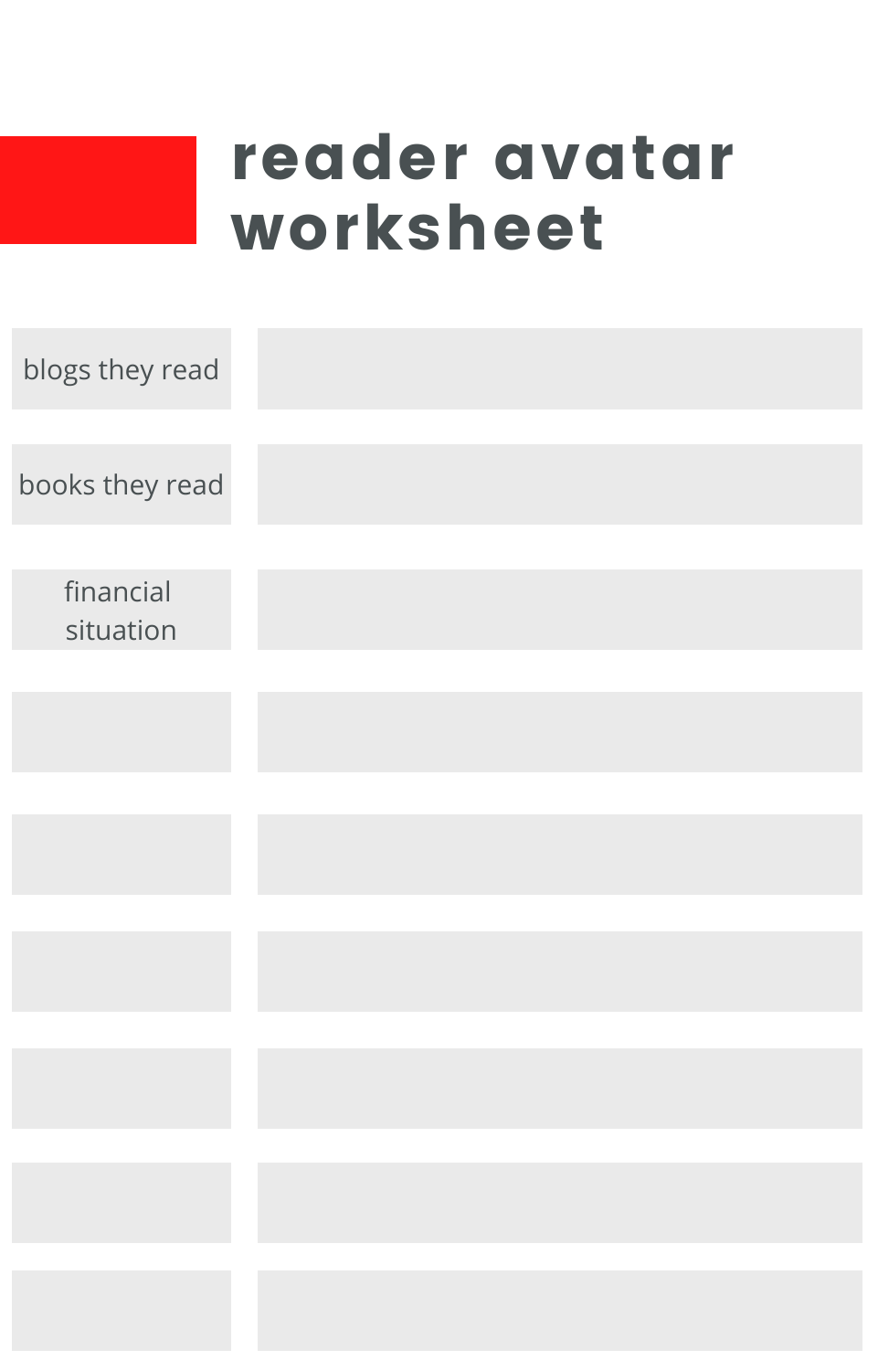# reader avatar worksheet

| | |
|---|---|
| blogs they read | |
| books they read | |
| financial situation | |
| | |
| | |
| | |
| | |
| | |
| | |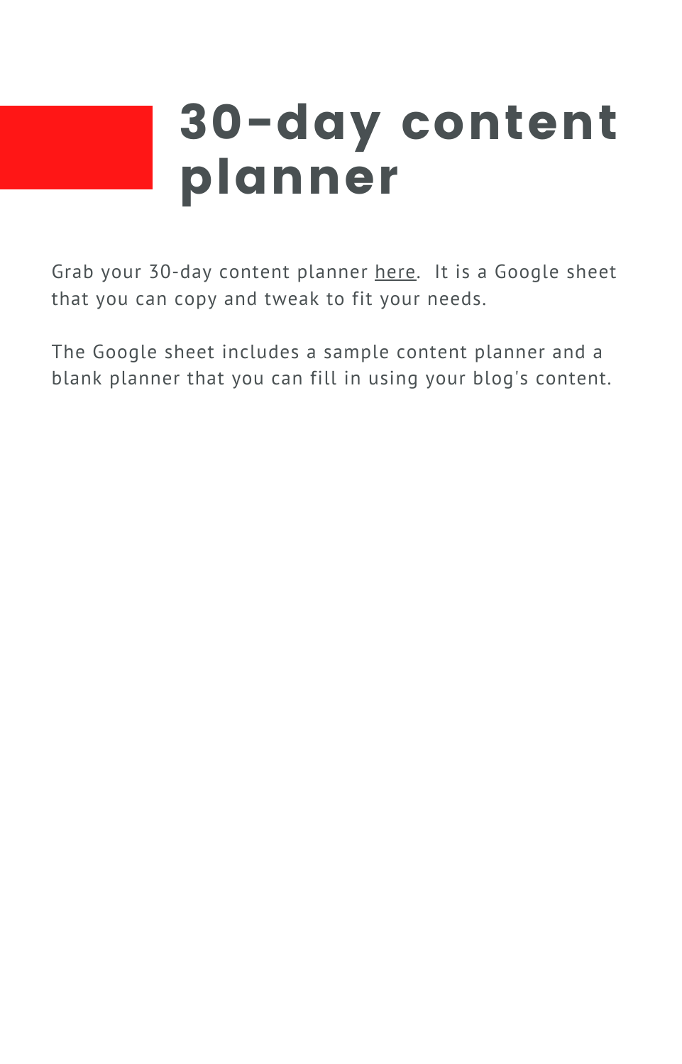# 30-day content planner

Grab your 30-day content planner here.  It is a Google sheet that you can copy and tweak to fit your needs.

The Google sheet includes a sample content planner and a blank planner that you can fill in using your blog's content.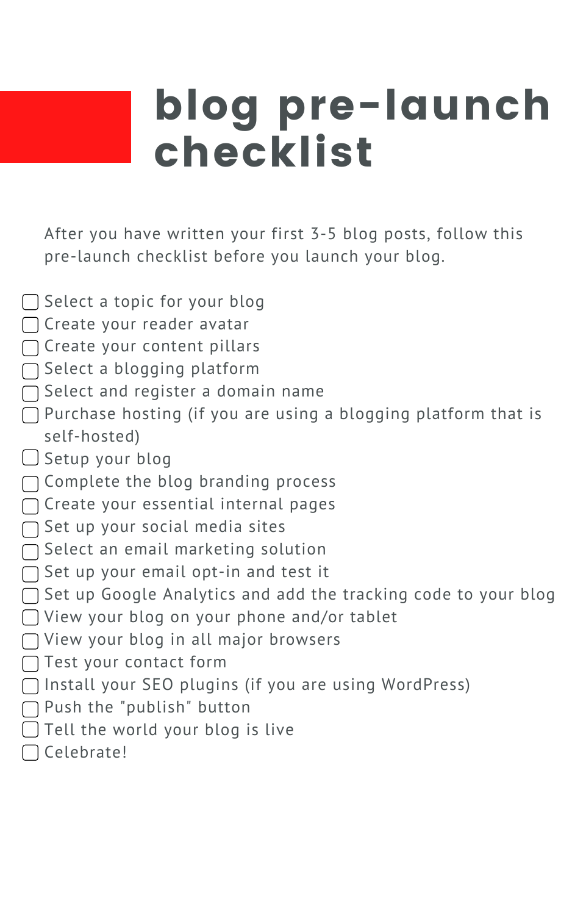# blog pre-launch checklist

After you have written your first 3-5 blog posts, follow this pre-launch checklist before you launch your blog.

- [ ] Select a topic for your blog
- [ ] Create your reader avatar
- [ ] Create your content pillars
- [ ] Select a blogging platform
- [ ] Select and register a domain name
- [ ] Purchase hosting (if you are using a blogging platform that is self-hosted)
- [ ] Setup your blog
- [ ] Complete the blog branding process
- [ ] Create your essential internal pages
- [ ] Set up your social media sites
- [ ] Select an email marketing solution
- [ ] Set up your email opt-in and test it
- [ ] Set up Google Analytics and add the tracking code to your blog
- [ ] View your blog on your phone and/or tablet
- [ ] View your blog in all major browsers
- [ ] Test your contact form
- [ ] Install your SEO plugins (if you are using WordPress)
- [ ] Push the "publish" button
- [ ] Tell the world your blog is live
- [ ] Celebrate!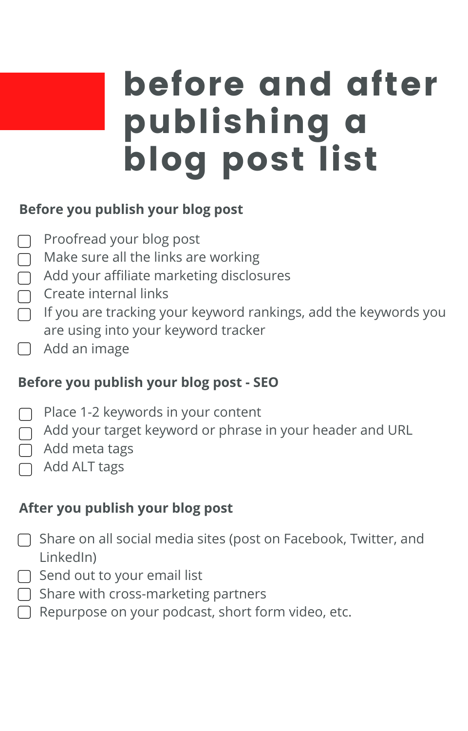# before and after publishing a blog post list

## Before you publish your blog post

- [ ] Proofread your blog post
- [ ] Make sure all the links are working
- [ ] Add your affiliate marketing disclosures
- [ ] Create internal links
- [ ] If you are tracking your keyword rankings, add the keywords you are using into your keyword tracker
- [ ] Add an image

## Before you publish your blog post - SEO

- [ ] Place 1-2 keywords in your content
- [ ] Add your target keyword or phrase in your header and URL
- [ ] Add meta tags
- [ ] Add ALT tags

## After you publish your blog post

- [ ] Share on all social media sites (post on Facebook, Twitter, and LinkedIn)
- [ ] Send out to your email list
- [ ] Share with cross-marketing partners
- [ ] Repurpose on your podcast, short form video, etc.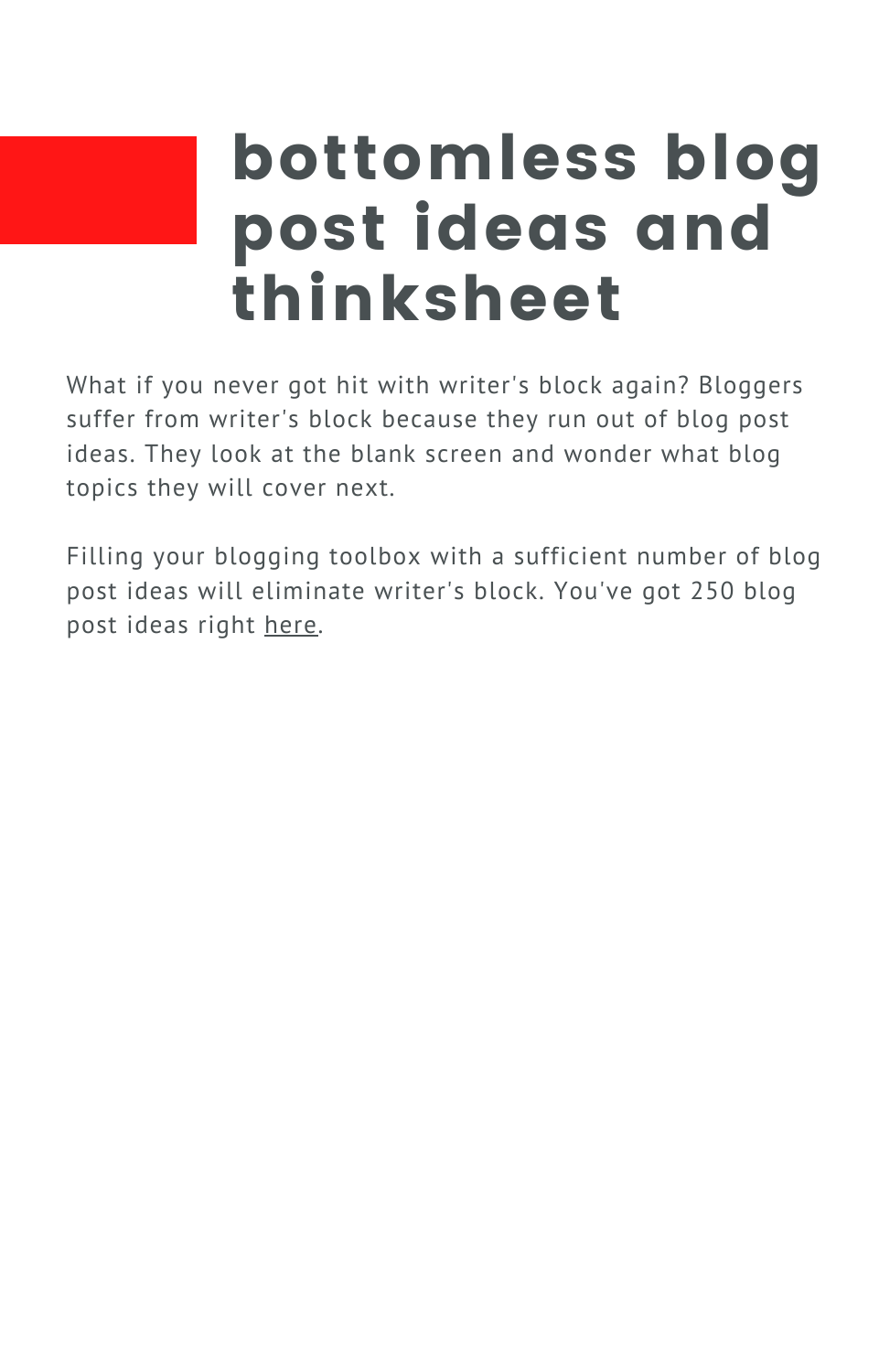# bottomless blog post ideas and thinksheet

What if you never got hit with writer's block again? Bloggers suffer from writer's block because they run out of blog post ideas. They look at the blank screen and wonder what blog topics they will cover next.

Filling your blogging toolbox with a sufficient number of blog post ideas will eliminate writer's block. You've got 250 blog post ideas right here.